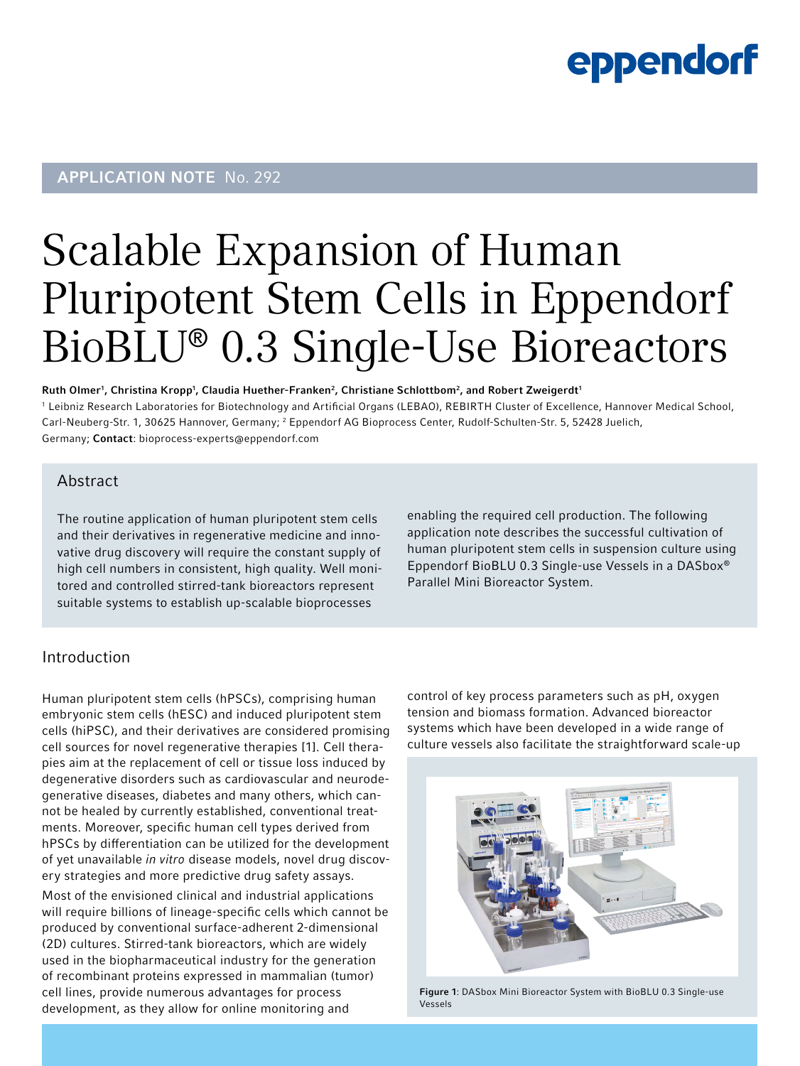APPLICATION NOTE No. 292

# Scalable Expansion of Human Pluripotent Stem Cells in Eppendorf BioBLU® 0.3 Single-Use Bioreactors

**Ruth Olmer[1], Christina Kropp[1], Claudia Huether-Franken[2], Christiane Schlottbom[2], and Robert Zweigerdt[1]**

[1] Leibniz Research Laboratories for Biotechnology and Artificial Organs (LEBAO), REBIRTH Cluster of Excellence, Hannover Medical School, Carl-Neuberg-Str. 1, 30625 Hannover, Germany; [2] Eppendorf AG Bioprocess Center, Rudolf-Schulten-Str. 5, 52428 Juelich, Germany; **Contact**: bioprocess-experts@eppendorf.com

## Abstract

The routine application of human pluripotent stem cells and their derivatives in regenerative medicine and innovative drug discovery will require the constant supply of high cell numbers in consistent, high quality. Well monitored and controlled stirred-tank bioreactors represent suitable systems to establish up-scalable bioprocesses enabling the required cell production. The following application note describes the successful cultivation of human pluripotent stem cells in suspension culture using Eppendorf BioBLU 0.3 Single-use Vessels in a DASbox® Parallel Mini Bioreactor System.

## Introduction

Human pluripotent stem cells (hPSCs), comprising human embryonic stem cells (hESC) and induced pluripotent stem cells (hiPSC), and their derivatives are considered promising cell sources for novel regenerative therapies [1]. Cell therapies aim at the replacement of cell or tissue loss induced by degenerative disorders such as cardiovascular and neurodegenerative diseases, diabetes and many others, which cannot be healed by currently established, conventional treatments. Moreover, specific human cell types derived from hPSCs by differentiation can be utilized for the development of yet unavailable *in vitro* disease models, novel drug discovery strategies and more predictive drug safety assays.

Most of the envisioned clinical and industrial applications will require billions of lineage-specific cells which cannot be produced by conventional surface-adherent 2-dimensional (2D) cultures. Stirred-tank bioreactors, which are widely used in the biopharmaceutical industry for the generation of recombinant proteins expressed in mammalian (tumor) cell lines, provide numerous advantages for process development, as they allow for online monitoring and control of key process parameters such as pH, oxygen tension and biomass formation. Advanced bioreactor systems which have been developed in a wide range of culture vessels also facilitate the straightforward scale-up

**Figure 1**: DASbox Mini Bioreactor System with BioBLU 0.3 Single-use Vessels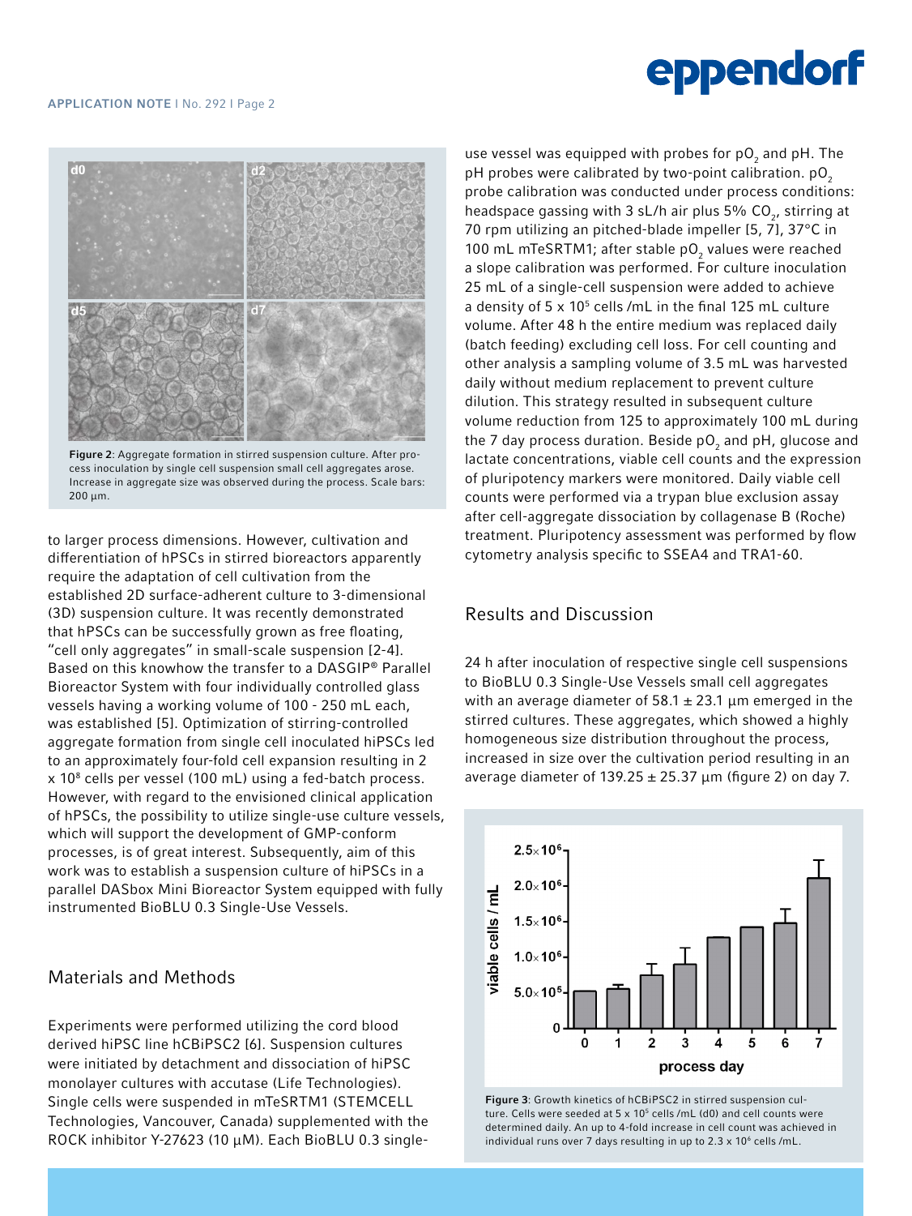Figure 2: Aggregate formation in stirred suspension culture. After process inoculation by single cell suspension small cell aggregates arose. Increase in aggregate size was observed during the process. Scale bars: 200 µm.

to larger process dimensions. However, cultivation and differentiation of hPSCs in stirred bioreactors apparently require the adaptation of cell cultivation from the established 2D surface-adherent culture to 3-dimensional (3D) suspension culture. It was recently demonstrated that hPSCs can be successfully grown as free floating, "cell only aggregates" in small-scale suspension [2-4]. Based on this knowhow the transfer to a DASGIP® Parallel Bioreactor System with four individually controlled glass vessels having a working volume of 100 - 250 mL each, was established [5]. Optimization of stirring-controlled aggregate formation from single cell inoculated hiPSCs led to an approximately four-fold cell expansion resulting in 2 x $10^8$ cells per vessel (100 mL) using a fed-batch process. However, with regard to the envisioned clinical application of hPSCs, the possibility to utilize single-use culture vessels, which will support the development of GMP-conform processes, is of great interest. Subsequently, aim of this work was to establish a suspension culture of hiPSCs in a parallel DASbox Mini Bioreactor System equipped with fully instrumented BioBLU 0.3 Single-Use Vessels.

## Materials and Methods

Experiments were performed utilizing the cord blood derived hiPSC line hCBiPSC2 [6]. Suspension cultures were initiated by detachment and dissociation of hiPSC monolayer cultures with accutase (Life Technologies). Single cells were suspended in mTeSRTM1 (STEMCELL Technologies, Vancouver, Canada) supplemented with the ROCK inhibitor Y-27623 (10 µM). Each BioBLU 0.3 single-use vessel was equipped with probes for $pO_2$ and pH. The pH probes were calibrated by two-point calibration. $pO_2$ probe calibration was conducted under process conditions: headspace gassing with 3 sL/h air plus 5% $CO_2$, stirring at 70 rpm utilizing an pitched-blade impeller [5, 7], 37°C in 100 mL mTeSRTM1; after stable $pO_2$ values were reached a slope calibration was performed. For culture inoculation 25 mL of a single-cell suspension were added to achieve a density of 5 x $10^5$ cells /mL in the final 125 mL culture volume. After 48 h the entire medium was replaced daily (batch feeding) excluding cell loss. For cell counting and other analysis a sampling volume of 3.5 mL was harvested daily without medium replacement to prevent culture dilution. This strategy resulted in subsequent culture volume reduction from 125 to approximately 100 mL during the 7 day process duration. Beside $pO_2$ and pH, glucose and lactate concentrations, viable cell counts and the expression of pluripotency markers were monitored. Daily viable cell counts were performed via a trypan blue exclusion assay after cell-aggregate dissociation by collagenase B (Roche) treatment. Pluripotency assessment was performed by flow cytometry analysis specific to SSEA4 and TRA1-60.

## Results and Discussion

24 h after inoculation of respective single cell suspensions to BioBLU 0.3 Single-Use Vessels small cell aggregates with an average diameter of 58.1 ± 23.1 µm emerged in the stirred cultures. These aggregates, which showed a highly homogeneous size distribution throughout the process, increased in size over the cultivation period resulting in an average diameter of 139.25 ± 25.37 µm (figure 2) on day 7.

Figure 3: Growth kinetics of hCBiPSC2 in stirred suspension culture. Cells were seeded at 5 x $10^5$ cells /mL (d0) and cell counts were determined daily. An up to 4-fold increase in cell count was achieved in individual runs over 7 days resulting in up to 2.3 x $10^6$ cells /mL.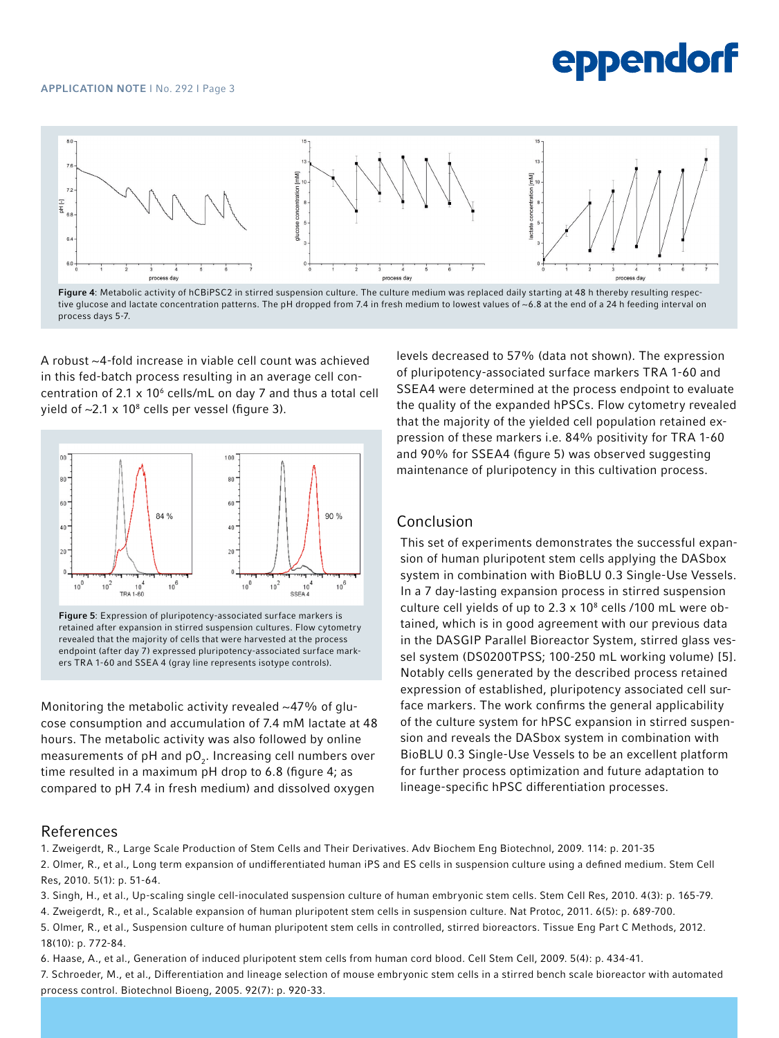**Figure 4**: Metabolic activity of hCBiPSC2 in stirred suspension culture. The culture medium was replaced daily starting at 48 h thereby resulting respective glucose and lactate concentration patterns. The pH dropped from 7.4 in fresh medium to lowest values of ~6.8 at the end of a 24 h feeding interval on process days 5-7.

A robust ~4-fold increase in viable cell count was achieved in this fed-batch process resulting in an average cell concentration of $2.1 \times 10^6$ cells/mL on day 7 and thus a total cell yield of ~$2.1 \times 10^8$ cells per vessel (figure 3).

**Figure 5**: Expression of pluripotency-associated surface markers is retained after expansion in stirred suspension cultures. Flow cytometry revealed that the majority of cells that were harvested at the process endpoint (after day 7) expressed pluripotency-associated surface markers TRA 1-60 and SSEA 4 (gray line represents isotype controls).

Monitoring the metabolic activity revealed ~47% of glucose consumption and accumulation of 7.4 mM lactate at 48 hours. The metabolic activity was also followed by online measurements of pH and $pO_2$. Increasing cell numbers over time resulted in a maximum pH drop to 6.8 (figure 4; as compared to pH 7.4 in fresh medium) and dissolved oxygen levels decreased to 57% (data not shown). The expression of pluripotency-associated surface markers TRA 1-60 and SSEA4 were determined at the process endpoint to evaluate the quality of the expanded hPSCs. Flow cytometry revealed that the majority of the yielded cell population retained expression of these markers i.e. 84% positivity for TRA 1-60 and 90% for SSEA4 (figure 5) was observed suggesting maintenance of pluripotency in this cultivation process.

## Conclusion

This set of experiments demonstrates the successful expansion of human pluripotent stem cells applying the DASbox system in combination with BioBLU 0.3 Single-Use Vessels. In a 7 day-lasting expansion process in stirred suspension culture cell yields of up to $2.3 \times 10^8$ cells /100 mL were obtained, which is in good agreement with our previous data in the DASGIP Parallel Bioreactor System, stirred glass vessel system (DS0200TPSS; 100-250 mL working volume) [5]. Notably cells generated by the described process retained expression of established, pluripotency associated cell surface markers. The work confirms the general applicability of the culture system for hPSC expansion in stirred suspension and reveals the DASbox system in combination with BioBLU 0.3 Single-Use Vessels to be an excellent platform for further process optimization and future adaptation to lineage-specific hPSC differentiation processes.

## References

1. Zweigerdt, R., Large Scale Production of Stem Cells and Their Derivatives. Adv Biochem Eng Biotechnol, 2009. 114: p. 201-35
2. Olmer, R., et al., Long term expansion of undifferentiated human iPS and ES cells in suspension culture using a defined medium. Stem Cell Res, 2010. 5(1): p. 51-64.
3. Singh, H., et al., Up-scaling single cell-inoculated suspension culture of human embryonic stem cells. Stem Cell Res, 2010. 4(3): p. 165-79.
4. Zweigerdt, R., et al., Scalable expansion of human pluripotent stem cells in suspension culture. Nat Protoc, 2011. 6(5): p. 689-700.
5. Olmer, R., et al., Suspension culture of human pluripotent stem cells in controlled, stirred bioreactors. Tissue Eng Part C Methods, 2012. 18(10): p. 772-84.
6. Haase, A., et al., Generation of induced pluripotent stem cells from human cord blood. Cell Stem Cell, 2009. 5(4): p. 434-41.
7. Schroeder, M., et al., Differentiation and lineage selection of mouse embryonic stem cells in a stirred bench scale bioreactor with automated process control. Biotechnol Bioeng, 2005. 92(7): p. 920-33.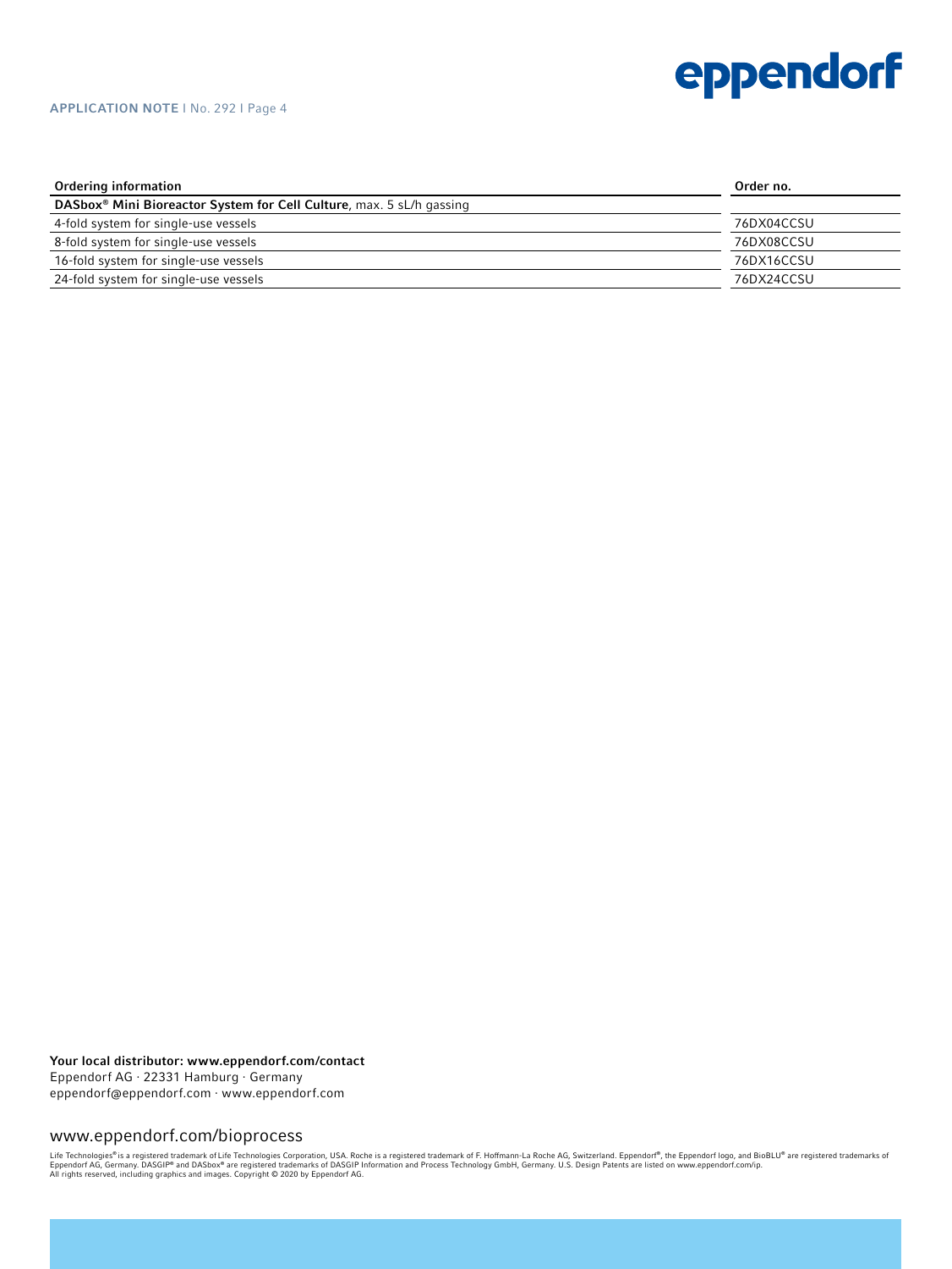| Ordering information | Order no. |
|---|---|
| **DASbox® Mini Bioreactor System for Cell Culture**, max. 5 sL/h gassing | |
| 4-fold system for single-use vessels | 76DX04CCSU |
| 8-fold system for single-use vessels | 76DX08CCSU |
| 16-fold system for single-use vessels | 76DX16CCSU |
| 24-fold system for single-use vessels | 76DX24CCSU |

**Your local distributor: www.eppendorf.com/contact**
Eppendorf AG · 22331 Hamburg · Germany
eppendorf@eppendorf.com · www.eppendorf.com

www.eppendorf.com/bioprocess

Life Technologies® is a registered trademark of Life Technologies Corporation, USA. Roche is a registered trademark of F. Hoffmann-La Roche AG, Switzerland. Eppendorf®, the Eppendorf logo, and BioBLU® are registered trademarks of Eppendorf AG, Germany. DASGIP® and DASbox® are registered trademarks of DASGIP Information and Process Technology GmbH, Germany. U.S. Design Patents are listed on www.eppendorf.com/ip.
All rights reserved, including graphics and images. Copyright © 2020 by Eppendorf AG.